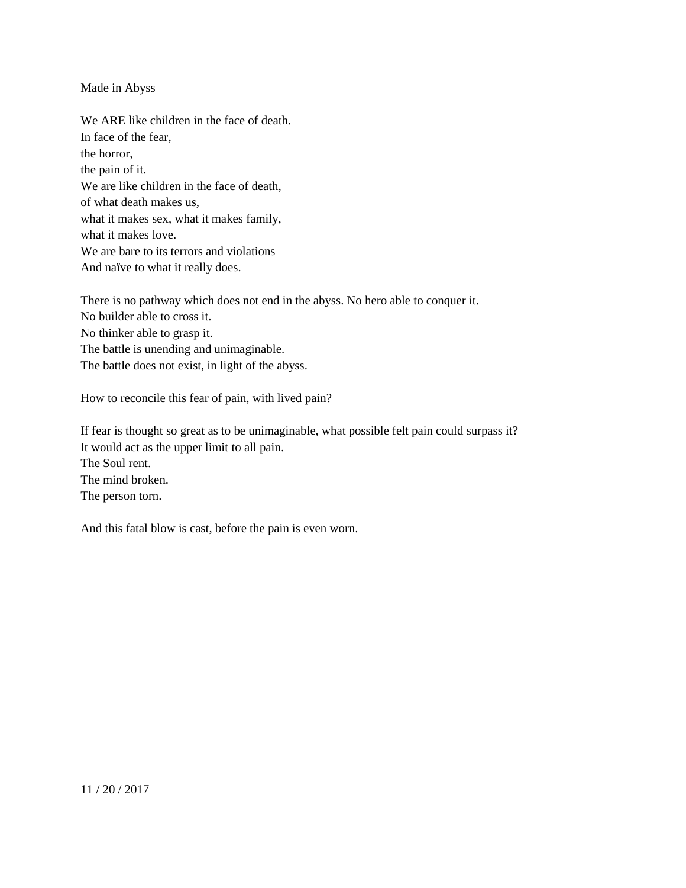# Made in Abyss

We ARE like children in the face of death.
In face of the fear,
the horror,
the pain of it.
We are like children in the face of death,
of what death makes us,
what it makes sex, what it makes family,
what it makes love.
We are bare to its terrors and violations
And naïve to what it really does.

There is no pathway which does not end in the abyss. No hero able to conquer it.
No builder able to cross it.
No thinker able to grasp it.
The battle is unending and unimaginable.
The battle does not exist, in light of the abyss.

How to reconcile this fear of pain, with lived pain?

If fear is thought so great as to be unimaginable, what possible felt pain could surpass it?
It would act as the upper limit to all pain.
The Soul rent.
The mind broken.
The person torn.

And this fatal blow is cast, before the pain is even worn.

11 / 20 / 2017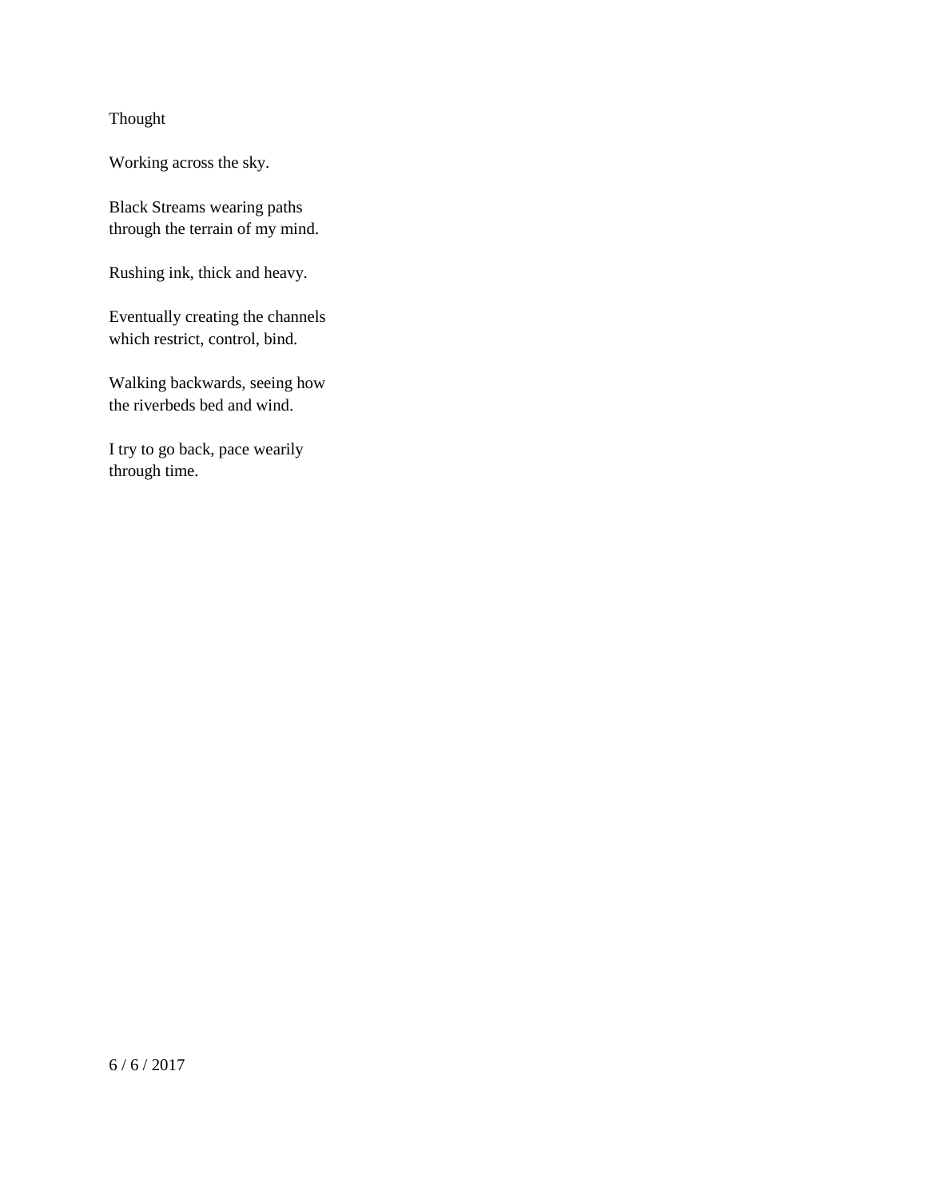Thought

Working across the sky.

Black Streams wearing paths  
through the terrain of my mind.

Rushing ink, thick and heavy.

Eventually creating the channels  
which restrict, control, bind.

Walking backwards, seeing how  
the riverbeds bed and wind.

I try to go back, pace wearily  
through time.

6 / 6 / 2017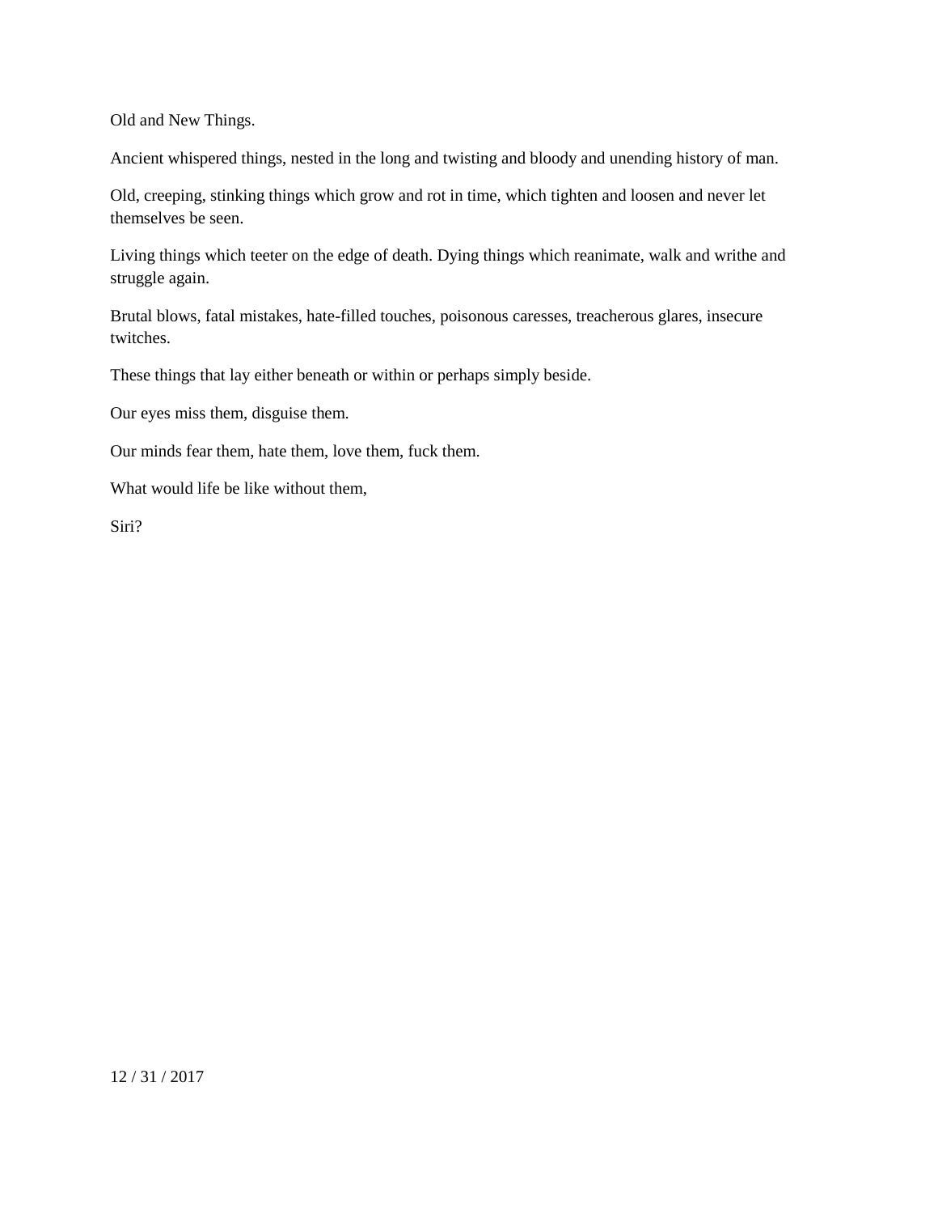Old and New Things.

Ancient whispered things, nested in the long and twisting and bloody and unending history of man.

Old, creeping, stinking things which grow and rot in time, which tighten and loosen and never let themselves be seen.

Living things which teeter on the edge of death. Dying things which reanimate, walk and writhe and struggle again.

Brutal blows, fatal mistakes, hate-filled touches, poisonous caresses, treacherous glares, insecure twitches.

These things that lay either beneath or within or perhaps simply beside.

Our eyes miss them, disguise them.

Our minds fear them, hate them, love them, fuck them.

What would life be like without them,

Siri?

12 / 31 / 2017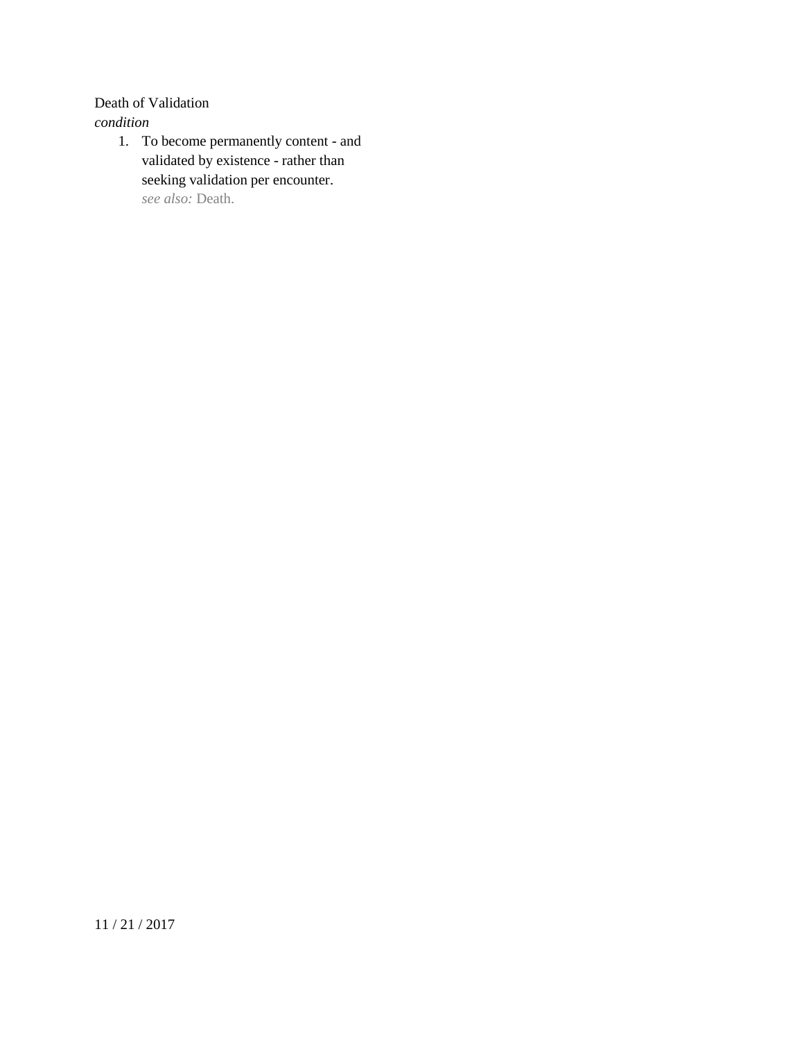Death of Validation

*condition*

1. To become permanently content - and validated by existence - rather than seeking validation per encounter.
   *see also:* Death.

11 / 21 / 2017